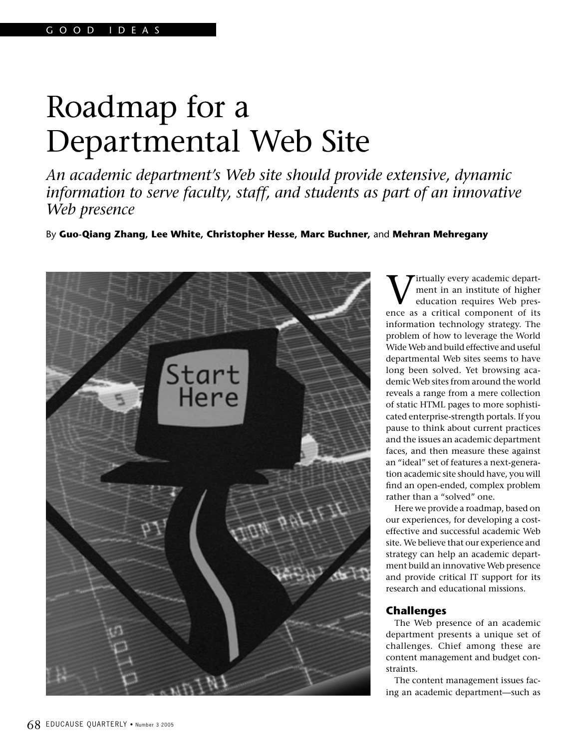GOOD IDEAS

# Roadmap for a Departmental Web Site

*An academic department's Web site should provide extensive, dynamic information to serve faculty, staff, and students as part of an innovative Web presence*

By **Guo-Qiang Zhang, Lee White, Christopher Hesse, Marc Buchner,** and **Mehran Mehregany**

Virtually every academic department in an institute of higher education requires Web presence as a critical component of its information technology strategy. The problem of how to leverage the World Wide Web and build effective and useful departmental Web sites seems to have long been solved. Yet browsing academic Web sites from around the world reveals a range from a mere collection of static HTML pages to more sophisticated enterprise-strength portals. If you pause to think about current practices and the issues an academic department faces, and then measure these against an "ideal" set of features a next-generation academic site should have, you will find an open-ended, complex problem rather than a "solved" one.

Here we provide a roadmap, based on our experiences, for developing a cost-effective and successful academic Web site. We believe that our experience and strategy can help an academic department build an innovative Web presence and provide critical IT support for its research and educational missions.

## Challenges

The Web presence of an academic department presents a unique set of challenges. Chief among these are content management and budget constraints.

The content management issues facing an academic department—such as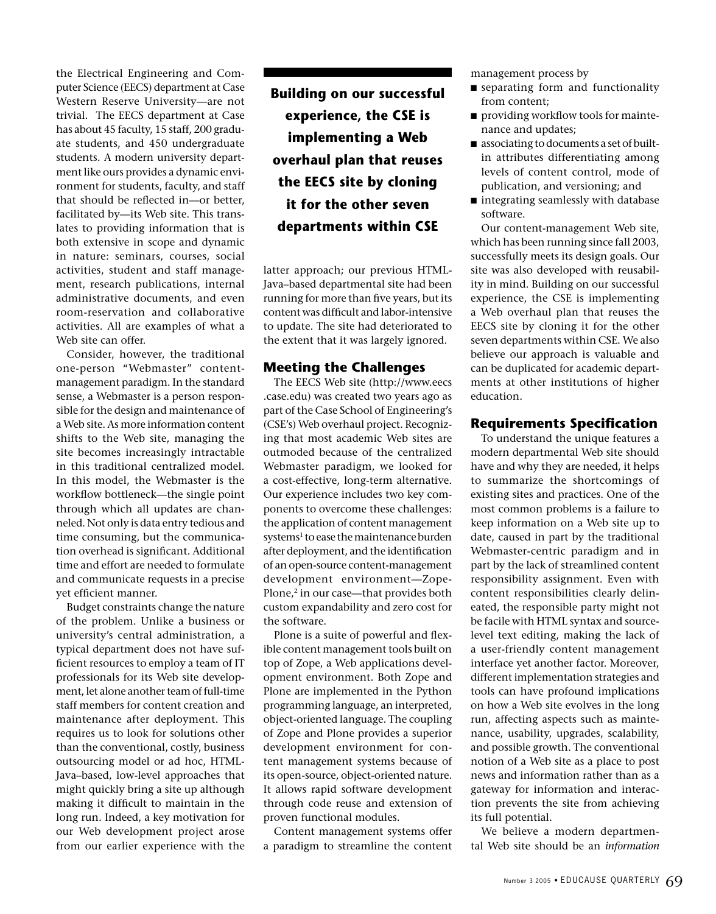the Electrical Engineering and Computer Science (EECS) department at Case Western Reserve University—are not trivial. The EECS department at Case has about 45 faculty, 15 staff, 200 graduate students, and 450 undergraduate students. A modern university department like ours provides a dynamic environment for students, faculty, and staff that should be reflected in—or better, facilitated by—its Web site. This translates to providing information that is both extensive in scope and dynamic in nature: seminars, courses, social activities, student and staff management, research publications, internal administrative documents, and even room-reservation and collaborative activities. All are examples of what a Web site can offer.

Consider, however, the traditional one-person "Webmaster" content-management paradigm. In the standard sense, a Webmaster is a person responsible for the design and maintenance of a Web site. As more information content shifts to the Web site, managing the site becomes increasingly intractable in this traditional centralized model. In this model, the Webmaster is the workflow bottleneck—the single point through which all updates are channeled. Not only is data entry tedious and time consuming, but the communication overhead is significant. Additional time and effort are needed to formulate and communicate requests in a precise yet efficient manner.

Budget constraints change the nature of the problem. Unlike a business or university's central administration, a typical department does not have sufficient resources to employ a team of IT professionals for its Web site development, let alone another team of full-time staff members for content creation and maintenance after deployment. This requires us to look for solutions other than the conventional, costly, business outsourcing model or ad hoc, HTML-Java–based, low-level approaches that might quickly bring a site up although making it difficult to maintain in the long run. Indeed, a key motivation for our Web development project arose from our earlier experience with the latter approach; our previous HTML-Java–based departmental site had been running for more than five years, but its content was difficult and labor-intensive to update. The site had deteriorated to the extent that it was largely ignored.

**Building on our successful experience, the CSE is implementing a Web overhaul plan that reuses the EECS site by cloning it for the other seven departments within CSE**

## Meeting the Challenges

The EECS Web site (http://www.eecs.case.edu) was created two years ago as part of the Case School of Engineering's (CSE's) Web overhaul project. Recognizing that most academic Web sites are outmoded because of the centralized Webmaster paradigm, we looked for a cost-effective, long-term alternative. Our experience includes two key components to overcome these challenges: the application of content management systems[1] to ease the maintenance burden after deployment, and the identification of an open-source content-management development environment—Zope-Plone,[2] in our case—that provides both custom expandability and zero cost for the software.

Plone is a suite of powerful and flexible content management tools built on top of Zope, a Web applications development environment. Both Zope and Plone are implemented in the Python programming language, an interpreted, object-oriented language. The coupling of Zope and Plone provides a superior development environment for content management systems because of its open-source, object-oriented nature. It allows rapid software development through code reuse and extension of proven functional modules.

Content management systems offer a paradigm to streamline the content management process by

- separating form and functionality from content;
- providing workflow tools for maintenance and updates;
- associating to documents a set of built-in attributes differentiating among levels of content control, mode of publication, and versioning; and
- integrating seamlessly with database software.

Our content-management Web site, which has been running since fall 2003, successfully meets its design goals. Our site was also developed with reusability in mind. Building on our successful experience, the CSE is implementing a Web overhaul plan that reuses the EECS site by cloning it for the other seven departments within CSE. We also believe our approach is valuable and can be duplicated for academic departments at other institutions of higher education.

## Requirements Specification

To understand the unique features a modern departmental Web site should have and why they are needed, it helps to summarize the shortcomings of existing sites and practices. One of the most common problems is a failure to keep information on a Web site up to date, caused in part by the traditional Webmaster-centric paradigm and in part by the lack of streamlined content responsibility assignment. Even with content responsibilities clearly delineated, the responsible party might not be facile with HTML syntax and source-level text editing, making the lack of a user-friendly content management interface yet another factor. Moreover, different implementation strategies and tools can have profound implications on how a Web site evolves in the long run, affecting aspects such as maintenance, usability, upgrades, scalability, and possible growth. The conventional notion of a Web site as a place to post news and information rather than as a gateway for information and interaction prevents the site from achieving its full potential.

We believe a modern departmental Web site should be an *information*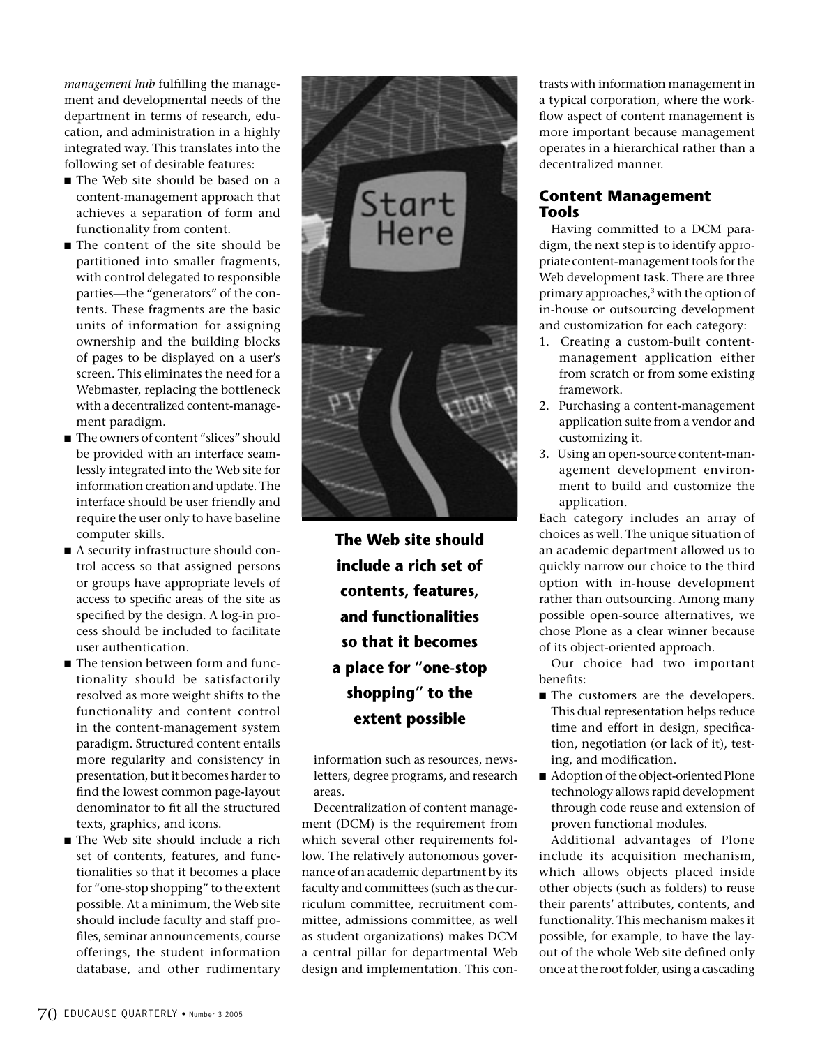*management hub* fulfilling the management and developmental needs of the department in terms of research, education, and administration in a highly integrated way. This translates into the following set of desirable features:

- The Web site should be based on a content-management approach that achieves a separation of form and functionality from content.
- The content of the site should be partitioned into smaller fragments, with control delegated to responsible parties—the "generators" of the contents. These fragments are the basic units of information for assigning ownership and the building blocks of pages to be displayed on a user's screen. This eliminates the need for a Webmaster, replacing the bottleneck with a decentralized content-management paradigm.
- The owners of content "slices" should be provided with an interface seamlessly integrated into the Web site for information creation and update. The interface should be user friendly and require the user only to have baseline computer skills.
- A security infrastructure should control access so that assigned persons or groups have appropriate levels of access to specific areas of the site as specified by the design. A log-in process should be included to facilitate user authentication.
- The tension between form and functionality should be satisfactorily resolved as more weight shifts to the functionality and content control in the content-management system paradigm. Structured content entails more regularity and consistency in presentation, but it becomes harder to find the lowest common page-layout denominator to fit all the structured texts, graphics, and icons.
- The Web site should include a rich set of contents, features, and functionalities so that it becomes a place for "one-stop shopping" to the extent possible. At a minimum, the Web site should include faculty and staff profiles, seminar announcements, course offerings, the student information database, and other rudimentary information such as resources, newsletters, degree programs, and research areas.

**The Web site should include a rich set of contents, features, and functionalities so that it becomes a place for "one-stop shopping" to the extent possible**

Decentralization of content management (DCM) is the requirement from which several other requirements follow. The relatively autonomous governance of an academic department by its faculty and committees (such as the curriculum committee, recruitment committee, admissions committee, as well as student organizations) makes DCM a central pillar for departmental Web design and implementation. This contrasts with information management in a typical corporation, where the workflow aspect of content management is more important because management operates in a hierarchical rather than a decentralized manner.

## Content Management Tools

Having committed to a DCM paradigm, the next step is to identify appropriate content-management tools for the Web development task. There are three primary approaches,[3] with the option of in-house or outsourcing development and customization for each category:

1. Creating a custom-built content-management application either from scratch or from some existing framework.
2. Purchasing a content-management application suite from a vendor and customizing it.
3. Using an open-source content-management development environment to build and customize the application.

Each category includes an array of choices as well. The unique situation of an academic department allowed us to quickly narrow our choice to the third option with in-house development rather than outsourcing. Among many possible open-source alternatives, we chose Plone as a clear winner because of its object-oriented approach.

Our choice had two important benefits:

- The customers are the developers. This dual representation helps reduce time and effort in design, specification, negotiation (or lack of it), testing, and modification.
- Adoption of the object-oriented Plone technology allows rapid development through code reuse and extension of proven functional modules.

Additional advantages of Plone include its acquisition mechanism, which allows objects placed inside other objects (such as folders) to reuse their parents' attributes, contents, and functionality. This mechanism makes it possible, for example, to have the layout of the whole Web site defined only once at the root folder, using a cascading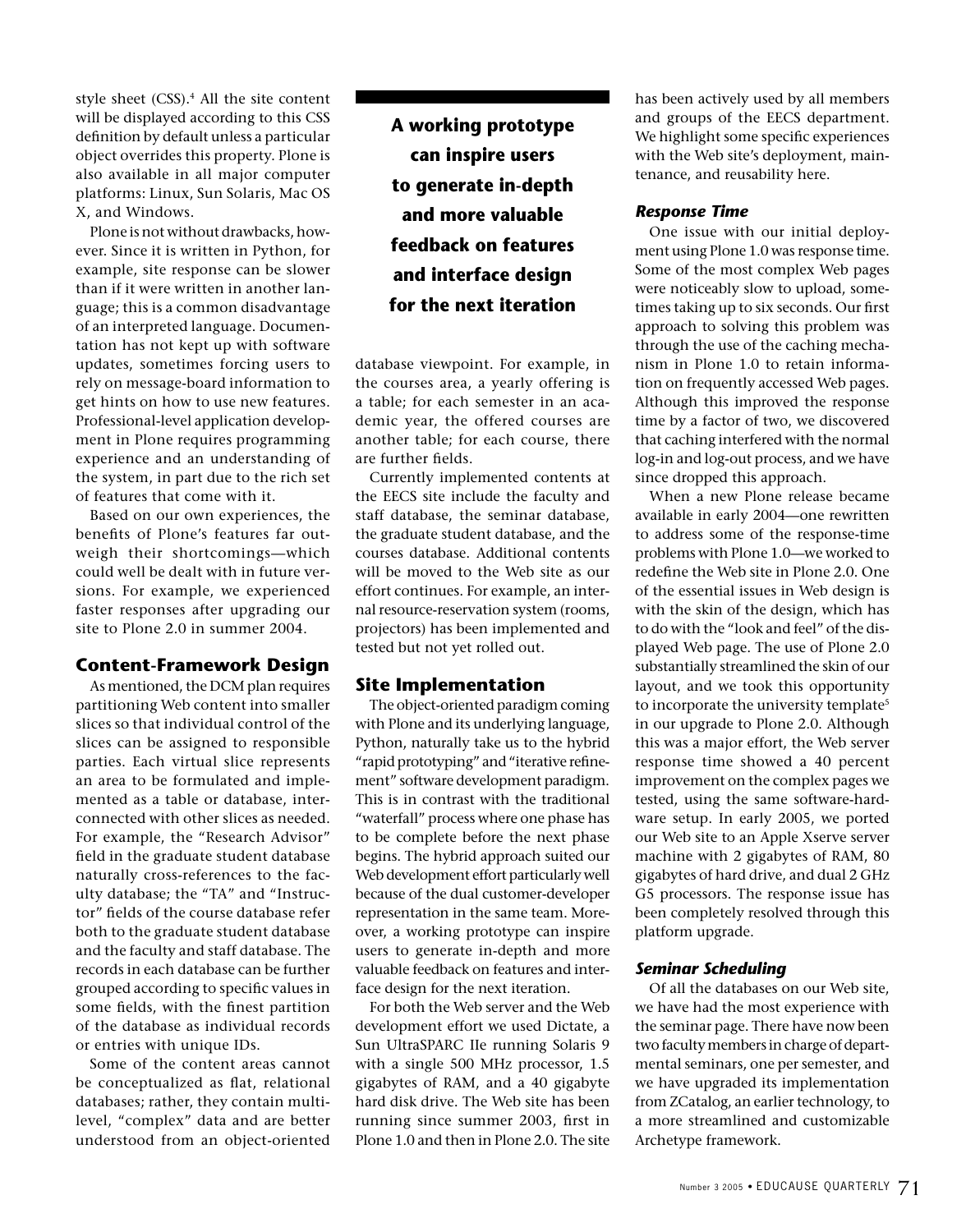style sheet (CSS).[4] All the site content will be displayed according to this CSS definition by default unless a particular object overrides this property. Plone is also available in all major computer platforms: Linux, Sun Solaris, Mac OS X, and Windows.

Plone is not without drawbacks, however. Since it is written in Python, for example, site response can be slower than if it were written in another language; this is a common disadvantage of an interpreted language. Documentation has not kept up with software updates, sometimes forcing users to rely on message-board information to get hints on how to use new features. Professional-level application development in Plone requires programming experience and an understanding of the system, in part due to the rich set of features that come with it.

Based on our own experiences, the benefits of Plone's features far outweigh their shortcomings—which could well be dealt with in future versions. For example, we experienced faster responses after upgrading our site to Plone 2.0 in summer 2004.

## Content-Framework Design

As mentioned, the DCM plan requires partitioning Web content into smaller slices so that individual control of the slices can be assigned to responsible parties. Each virtual slice represents an area to be formulated and implemented as a table or database, interconnected with other slices as needed. For example, the "Research Advisor" field in the graduate student database naturally cross-references to the faculty database; the "TA" and "Instructor" fields of the course database refer both to the graduate student database and the faculty and staff database. The records in each database can be further grouped according to specific values in some fields, with the finest partition of the database as individual records or entries with unique IDs.

Some of the content areas cannot be conceptualized as flat, relational databases; rather, they contain multilevel, "complex" data and are better understood from an object-oriented database viewpoint. For example, in the courses area, a yearly offering is a table; for each semester in an academic year, the offered courses are another table; for each course, there are further fields.

Currently implemented contents at the EECS site include the faculty and staff database, the seminar database, the graduate student database, and the courses database. Additional contents will be moved to the Web site as our effort continues. For example, an internal resource-reservation system (rooms, projectors) has been implemented and tested but not yet rolled out.

**A working prototype can inspire users to generate in-depth and more valuable feedback on features and interface design for the next iteration**

## Site Implementation

The object-oriented paradigm coming with Plone and its underlying language, Python, naturally take us to the hybrid "rapid prototyping" and "iterative refinement" software development paradigm. This is in contrast with the traditional "waterfall" process where one phase has to be complete before the next phase begins. The hybrid approach suited our Web development effort particularly well because of the dual customer-developer representation in the same team. Moreover, a working prototype can inspire users to generate in-depth and more valuable feedback on features and interface design for the next iteration.

For both the Web server and the Web development effort we used Dictate, a Sun UltraSPARC IIe running Solaris 9 with a single 500 MHz processor, 1.5 gigabytes of RAM, and a 40 gigabyte hard disk drive. The Web site has been running since summer 2003, first in Plone 1.0 and then in Plone 2.0. The site has been actively used by all members and groups of the EECS department. We highlight some specific experiences with the Web site's deployment, maintenance, and reusability here.

### *Response Time*

One issue with our initial deployment using Plone 1.0 was response time. Some of the most complex Web pages were noticeably slow to upload, sometimes taking up to six seconds. Our first approach to solving this problem was through the use of the caching mechanism in Plone 1.0 to retain information on frequently accessed Web pages. Although this improved the response time by a factor of two, we discovered that caching interfered with the normal log-in and log-out process, and we have since dropped this approach.

When a new Plone release became available in early 2004—one rewritten to address some of the response-time problems with Plone 1.0—we worked to redefine the Web site in Plone 2.0. One of the essential issues in Web design is with the skin of the design, which has to do with the "look and feel" of the displayed Web page. The use of Plone 2.0 substantially streamlined the skin of our layout, and we took this opportunity to incorporate the university template[5] in our upgrade to Plone 2.0. Although this was a major effort, the Web server response time showed a 40 percent improvement on the complex pages we tested, using the same software-hardware setup. In early 2005, we ported our Web site to an Apple Xserve server machine with 2 gigabytes of RAM, 80 gigabytes of hard drive, and dual 2 GHz G5 processors. The response issue has been completely resolved through this platform upgrade.

### *Seminar Scheduling*

Of all the databases on our Web site, we have had the most experience with the seminar page. There have now been two faculty members in charge of departmental seminars, one per semester, and we have upgraded its implementation from ZCatalog, an earlier technology, to a more streamlined and customizable Archetype framework.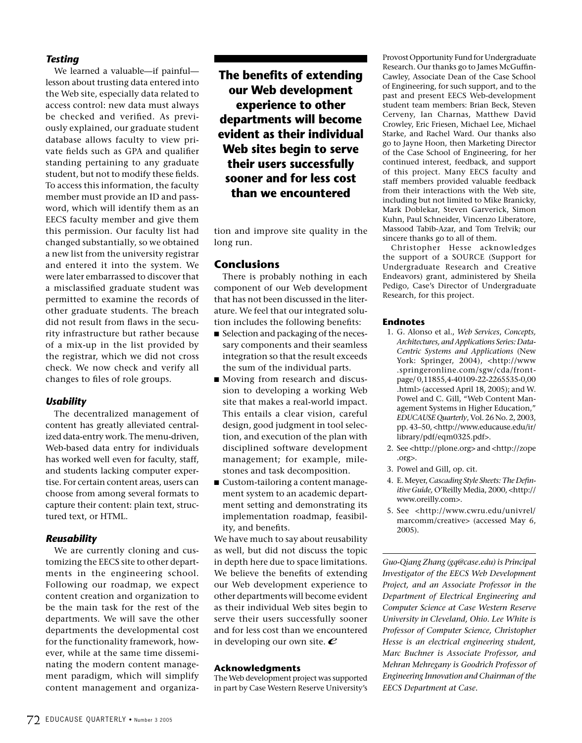### *Testing*

We learned a valuable—if painful—lesson about trusting data entered into the Web site, especially data related to access control: new data must always be checked and verified. As previously explained, our graduate student database allows faculty to view private fields such as GPA and qualifier standing pertaining to any graduate student, but not to modify these fields. To access this information, the faculty member must provide an ID and password, which will identify them as an EECS faculty member and give them this permission. Our faculty list had changed substantially, so we obtained a new list from the university registrar and entered it into the system. We were later embarrassed to discover that a misclassified graduate student was permitted to examine the records of other graduate students. The breach did not result from flaws in the security infrastructure but rather because of a mix-up in the list provided by the registrar, which we did not cross check. We now check and verify all changes to files of role groups.

### *Usability*

The decentralized management of content has greatly alleviated centralized data-entry work. The menu-driven, Web-based data entry for individuals has worked well even for faculty, staff, and students lacking computer expertise. For certain content areas, users can choose from among several formats to capture their content: plain text, structured text, or HTML.

### *Reusability*

We are currently cloning and customizing the EECS site to other departments in the engineering school. Following our roadmap, we expect content creation and organization to be the main task for the rest of the departments. We will save the other departments the developmental cost for the functionality framework, however, while at the same time disseminating the modern content management paradigm, which will simplify content management and organization and improve site quality in the long run.

**The benefits of extending our Web development experience to other departments will become evident as their individual Web sites begin to serve their users successfully sooner and for less cost than we encountered**

## Conclusions

There is probably nothing in each component of our Web development that has not been discussed in the literature. We feel that our integrated solution includes the following benefits:

- Selection and packaging of the necessary components and their seamless integration so that the result exceeds the sum of the individual parts.
- Moving from research and discussion to developing a working Web site that makes a real-world impact. This entails a clear vision, careful design, good judgment in tool selection, and execution of the plan with disciplined software development management; for example, milestones and task decomposition.
- Custom-tailoring a content management system to an academic department setting and demonstrating its implementation roadmap, feasibility, and benefits.

We have much to say about reusability as well, but did not discuss the topic in depth here due to space limitations. We believe the benefits of extending our Web development experience to other departments will become evident as their individual Web sites begin to serve their users successfully sooner and for less cost than we encountered in developing our own site. *e*

## Acknowledgments

The Web development project was supported in part by Case Western Reserve University's Provost Opportunity Fund for Undergraduate Research. Our thanks go to James McGuffin-Cawley, Associate Dean of the Case School of Engineering, for such support, and to the past and present EECS Web-development student team members: Brian Beck, Steven Cerveny, Ian Charnas, Matthew David Crowley, Eric Friesen, Michael Lee, Michael Starke, and Rachel Ward. Our thanks also go to Jayne Hoon, then Marketing Director of the Case School of Engineering, for her continued interest, feedback, and support of this project. Many EECS faculty and staff members provided valuable feedback from their interactions with the Web site, including but not limited to Mike Branicky, Mark Doblekar, Steven Garverick, Simon Kuhn, Paul Schneider, Vincenzo Liberatore, Massood Tabib-Azar, and Tom Trelvik; our sincere thanks go to all of them.

Christopher Hesse acknowledges the support of a SOURCE (Support for Undergraduate Research and Creative Endeavors) grant, administered by Sheila Pedigo, Case's Director of Undergraduate Research, for this project.

## Endnotes

1. G. Alonso et al., *Web Services, Concepts, Architectures, and Applications Series: Data-Centric Systems and Applications* (New York: Springer, 2004), <http://www.springeronline.com/sgw/cda/frontpage/0,11855,4-40109-22-2265535-0,00.html> (accessed April 18, 2005); and W. Powel and C. Gill, "Web Content Management Systems in Higher Education," *EDUCAUSE Quarterly*, Vol. 26 No. 2, 2003, pp. 43–50, <http://www.educause.edu/ir/library/pdf/eqm0325.pdf>.
2. See <http://plone.org> and <http://zope.org>.
3. Powel and Gill, op. cit.
4. E. Meyer, *Cascading Style Sheets: The Definitive Guide,* O'Reilly Media, 2000, <http://www.oreilly.com>.
5. See <http://www.cwru.edu/univrel/marcomm/creative> (accessed May 6, 2005).

*Guo-Qiang Zhang (gq@case.edu) is Principal Investigator of the EECS Web Development Project, and an Associate Professor in the Department of Electrical Engineering and Computer Science at Case Western Reserve University in Cleveland, Ohio. Lee White is Professor of Computer Science, Christopher Hesse is an electrical engineering student, Marc Buchner is Associate Professor, and Mehran Mehregany is Goodrich Professor of Engineering Innovation and Chairman of the EECS Department at Case.*